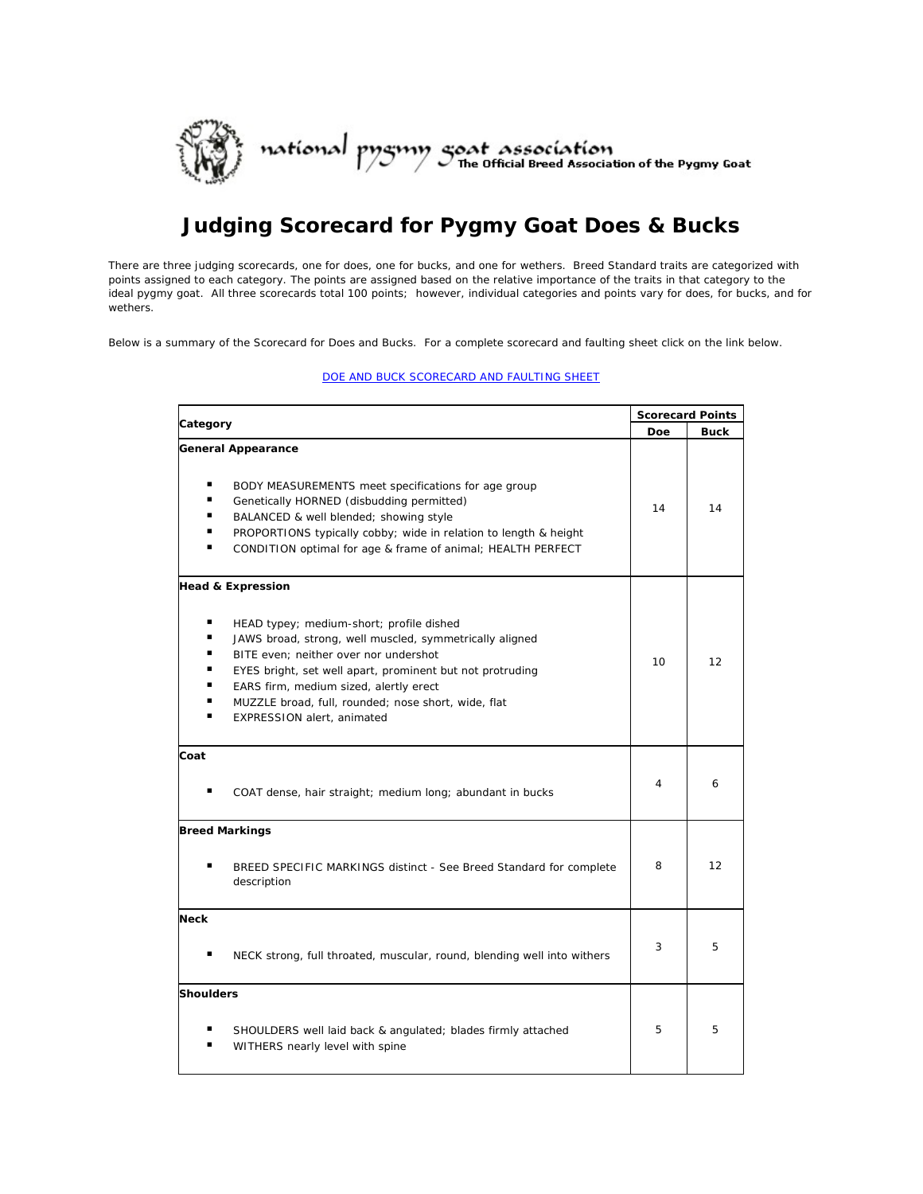national pygmy goat association
The Official Breed Association of the Pygmy Goat

# Judging Scorecard for Pygmy Goat Does & Bucks

There are three judging scorecards, one for does, one for bucks, and one for wethers. Breed Standard traits are categorized with points assigned to each category. The points are assigned based on the relative importance of the traits in that category to the ideal pygmy goat. All three scorecards total 100 points; however, individual categories and points vary for does, for bucks, and for wethers.

Below is a summary of the Scorecard for Does and Bucks. For a complete scorecard and faulting sheet click on the link below.

DOE AND BUCK SCORECARD AND FAULTING SHEET

| Category | Scorecard Points | |
|---|---|---|
| | Doe | Buck |
| **General Appearance**<br>▪ BODY MEASUREMENTS meet specifications for age group<br>▪ Genetically HORNED (disbudding permitted)<br>▪ BALANCED & well blended; showing style<br>▪ PROPORTIONS typically cobby; wide in relation to length & height<br>▪ CONDITION optimal for age & frame of animal; HEALTH PERFECT | 14 | 14 |
| **Head & Expression**<br>▪ HEAD typey; medium-short; profile dished<br>▪ JAWS broad, strong, well muscled, symmetrically aligned<br>▪ BITE even; neither over nor undershot<br>▪ EYES bright, set well apart, prominent but not protruding<br>▪ EARS firm, medium sized, alertly erect<br>▪ MUZZLE broad, full, rounded; nose short, wide, flat<br>▪ EXPRESSION alert, animated | 10 | 12 |
| **Coat**<br>▪ COAT dense, hair straight; medium long; abundant in bucks | 4 | 6 |
| **Breed Markings**<br>▪ BREED SPECIFIC MARKINGS distinct - See Breed Standard for complete description | 8 | 12 |
| **Neck**<br>▪ NECK strong, full throated, muscular, round, blending well into withers | 3 | 5 |
| **Shoulders**<br>▪ SHOULDERS well laid back & angulated; blades firmly attached<br>▪ WITHERS nearly level with spine | 5 | 5 |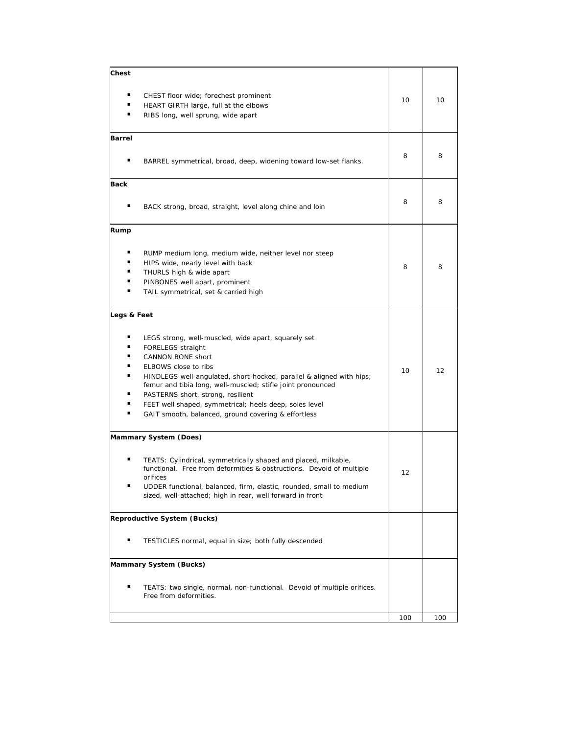| | | |
|---|---|---|
| **Chest**<br><br>▪ CHEST floor wide; forechest prominent<br>▪ HEART GIRTH large, full at the elbows<br>▪ RIBS long, well sprung, wide apart | 10 | 10 |
| **Barrel**<br><br>▪ BARREL symmetrical, broad, deep, widening toward low-set flanks. | 8 | 8 |
| **Back**<br><br>▪ BACK strong, broad, straight, level along chine and loin | 8 | 8 |
| **Rump**<br><br>▪ RUMP medium long, medium wide, neither level nor steep<br>▪ HIPS wide, nearly level with back<br>▪ THURLS high & wide apart<br>▪ PINBONES well apart, prominent<br>▪ TAIL symmetrical, set & carried high | 8 | 8 |
| **Legs & Feet**<br><br>▪ LEGS strong, well-muscled, wide apart, squarely set<br>▪ FORELEGS straight<br>▪ CANNON BONE short<br>▪ ELBOWS close to ribs<br>▪ HINDLEGS well-angulated, short-hocked, parallel & aligned with hips; femur and tibia long, well-muscled; stifle joint pronounced<br>▪ PASTERNS short, strong, resilient<br>▪ FEET well shaped, symmetrical; heels deep, soles level<br>▪ GAIT smooth, balanced, ground covering & effortless | 10 | 12 |
| **Mammary System (Does)**<br><br>▪ TEATS: Cylindrical, symmetrically shaped and placed, milkable, functional. Free from deformities & obstructions. Devoid of multiple orifices<br>▪ UDDER functional, balanced, firm, elastic, rounded, small to medium sized, well-attached; high in rear, well forward in front | 12 | |
| **Reproductive System (Bucks)**<br><br>▪ TESTICLES normal, equal in size; both fully descended | | |
| **Mammary System (Bucks)**<br><br>▪ TEATS: two single, normal, non-functional. Devoid of multiple orifices. Free from deformities. | | |
| | 100 | 100 |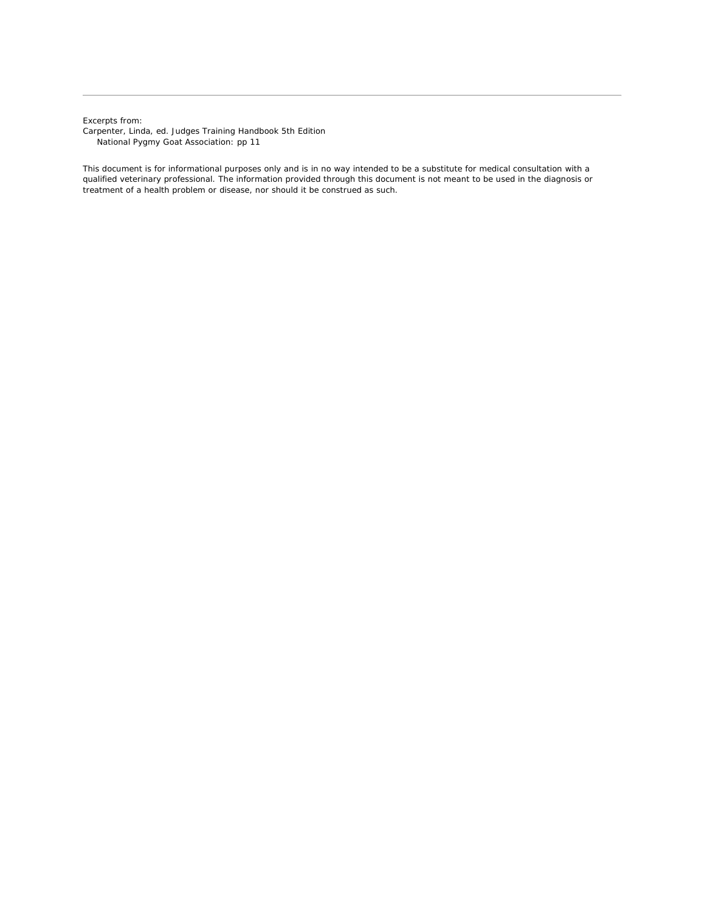---

Excerpts from:
Carpenter, Linda, ed. Judges Training Handbook 5th Edition
National Pygmy Goat Association: pp 11

This document is for informational purposes only and is in no way intended to be a substitute for medical consultation with a qualified veterinary professional. The information provided through this document is not meant to be used in the diagnosis or treatment of a health problem or disease, nor should it be construed as such.